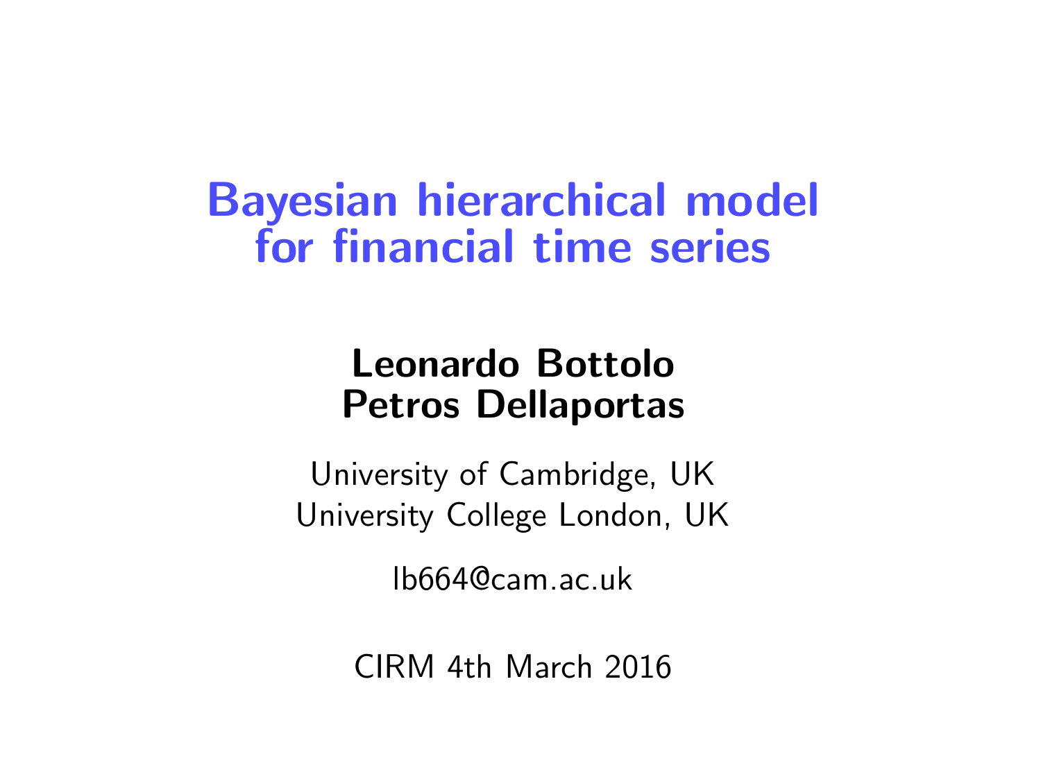# Bayesian hierarchical model for financial time series

**Leonardo Bottolo**
**Petros Dellaportas**

University of Cambridge, UK
University College London, UK

lb664@cam.ac.uk

CIRM 4th March 2016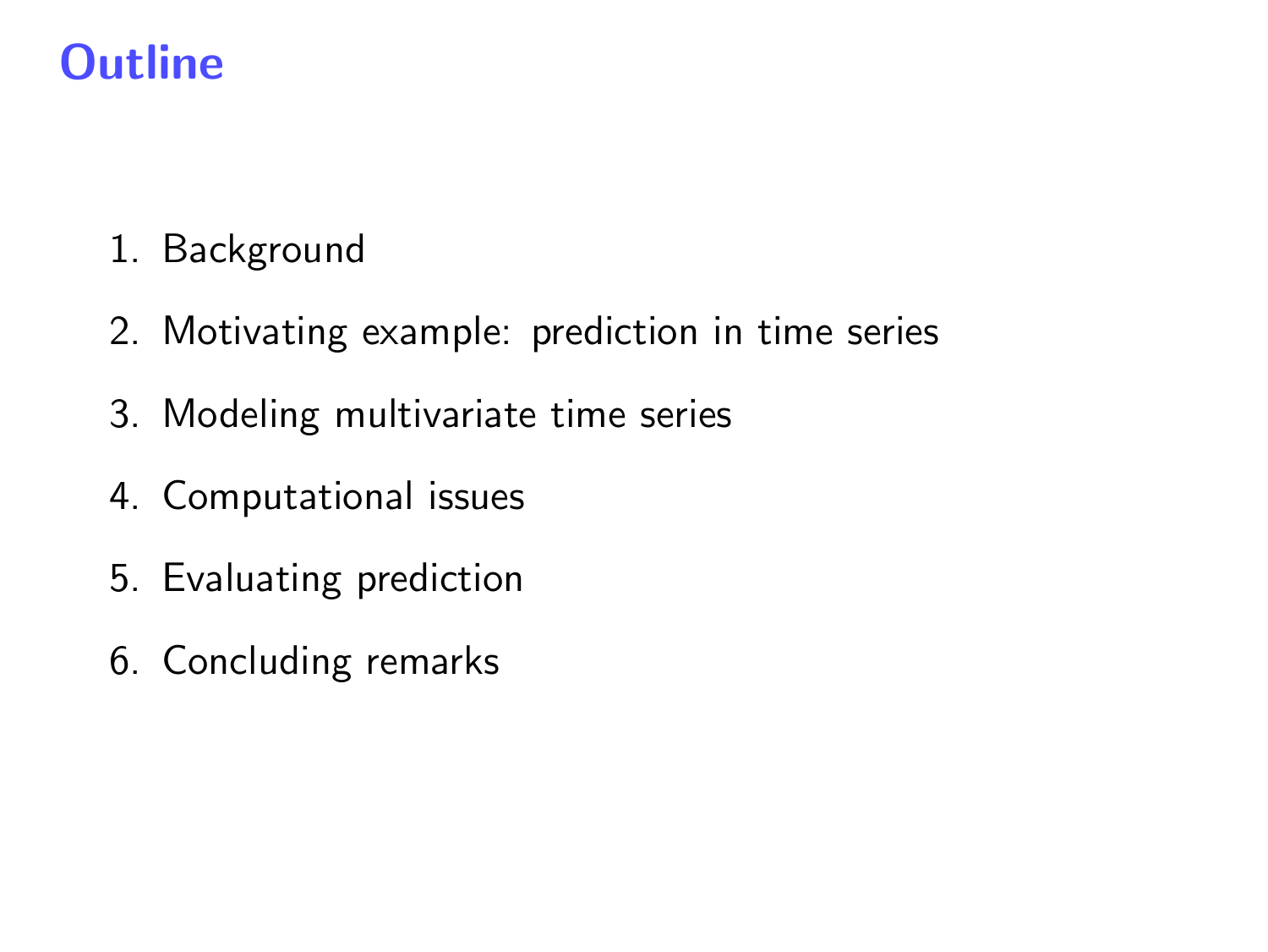# Outline

1. Background
2. Motivating example: prediction in time series
3. Modeling multivariate time series
4. Computational issues
5. Evaluating prediction
6. Concluding remarks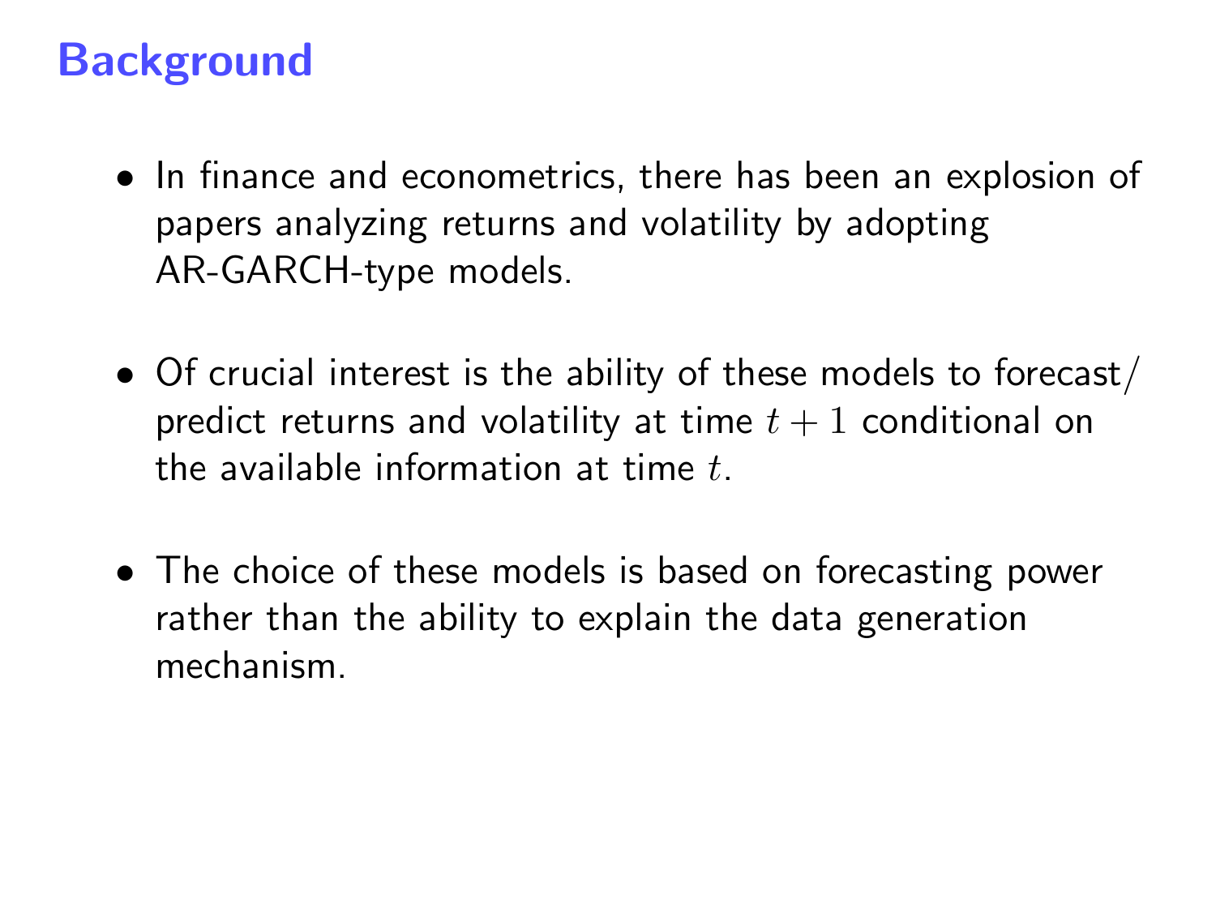# Background

- In finance and econometrics, there has been an explosion of papers analyzing returns and volatility by adopting AR-GARCH-type models.

- Of crucial interest is the ability of these models to forecast/ predict returns and volatility at time $t + 1$ conditional on the available information at time $t$.

- The choice of these models is based on forecasting power rather than the ability to explain the data generation mechanism.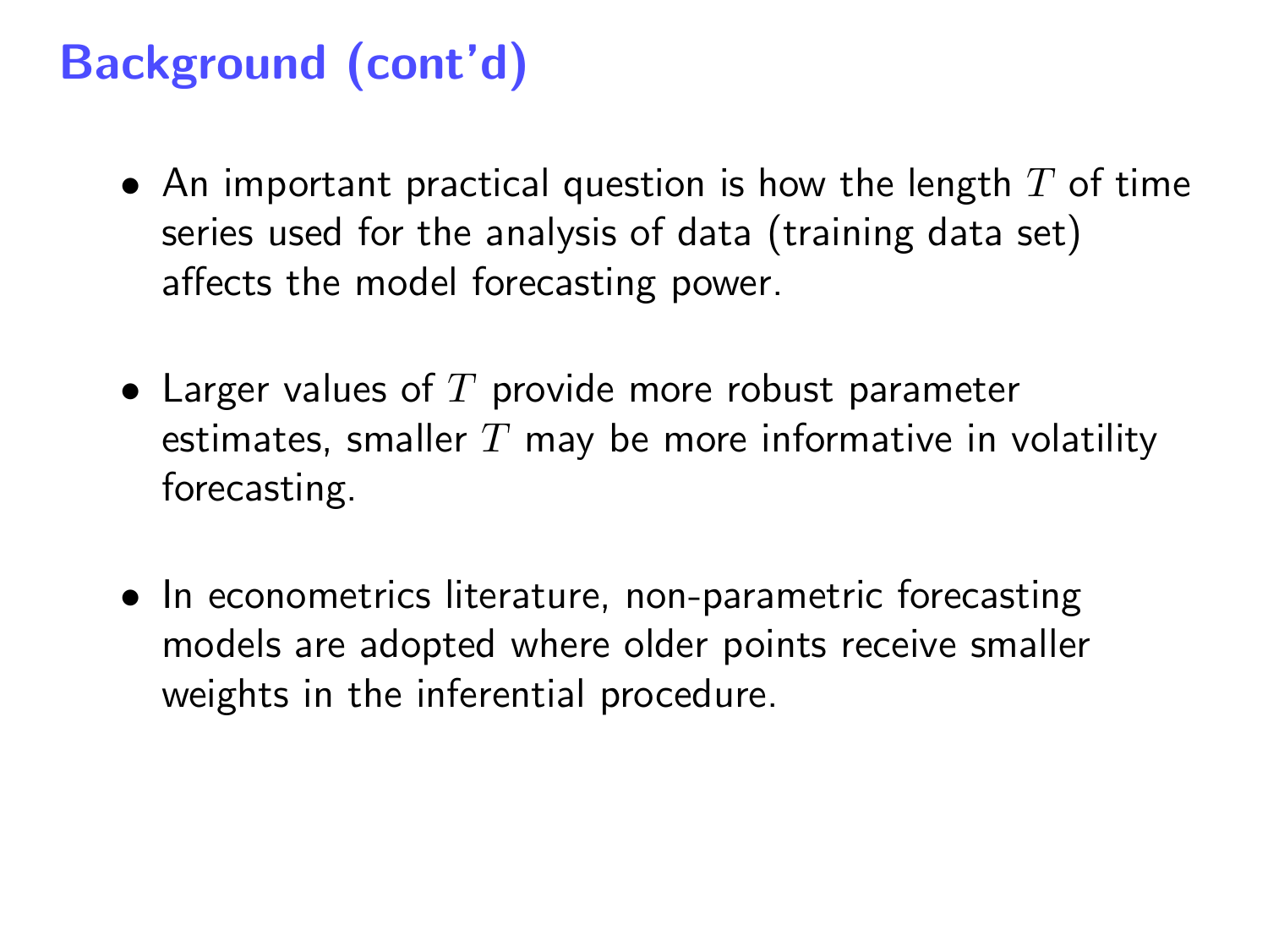# Background (cont'd)

- An important practical question is how the length $T$ of time series used for the analysis of data (training data set) affects the model forecasting power.
- Larger values of $T$ provide more robust parameter estimates, smaller $T$ may be more informative in volatility forecasting.
- In econometrics literature, non-parametric forecasting models are adopted where older points receive smaller weights in the inferential procedure.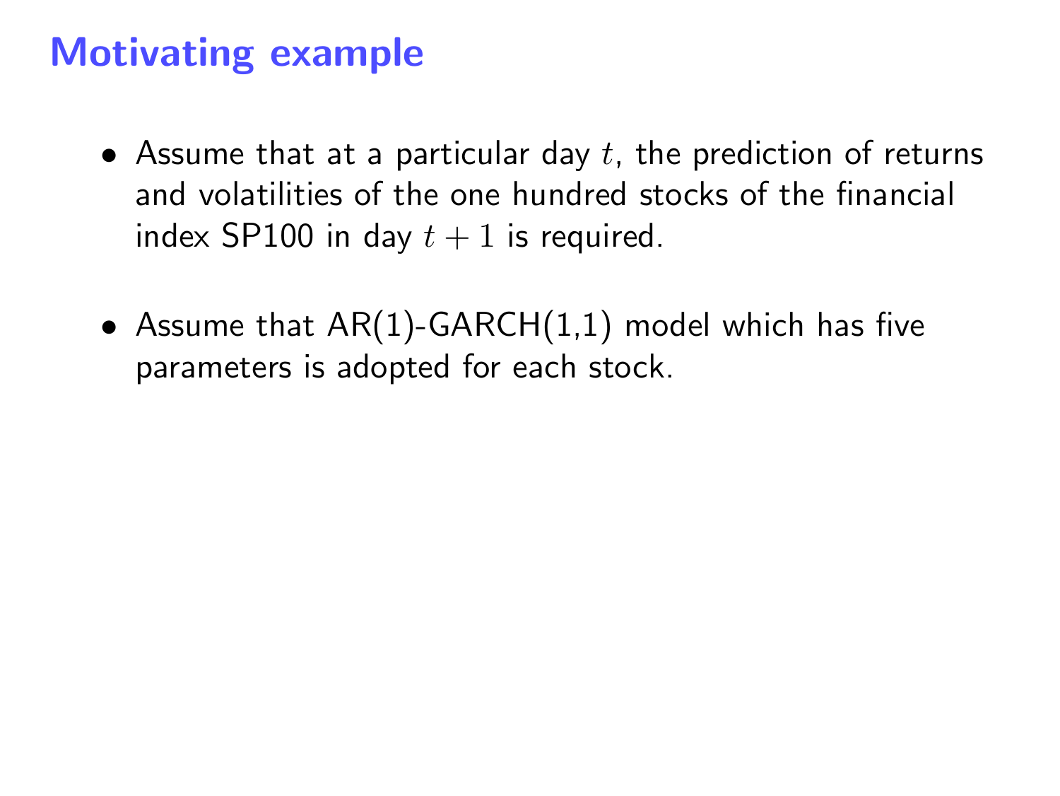# Motivating example

- Assume that at a particular day $t$, the prediction of returns and volatilities of the one hundred stocks of the financial index SP100 in day $t+1$ is required.

- Assume that AR(1)-GARCH(1,1) model which has five parameters is adopted for each stock.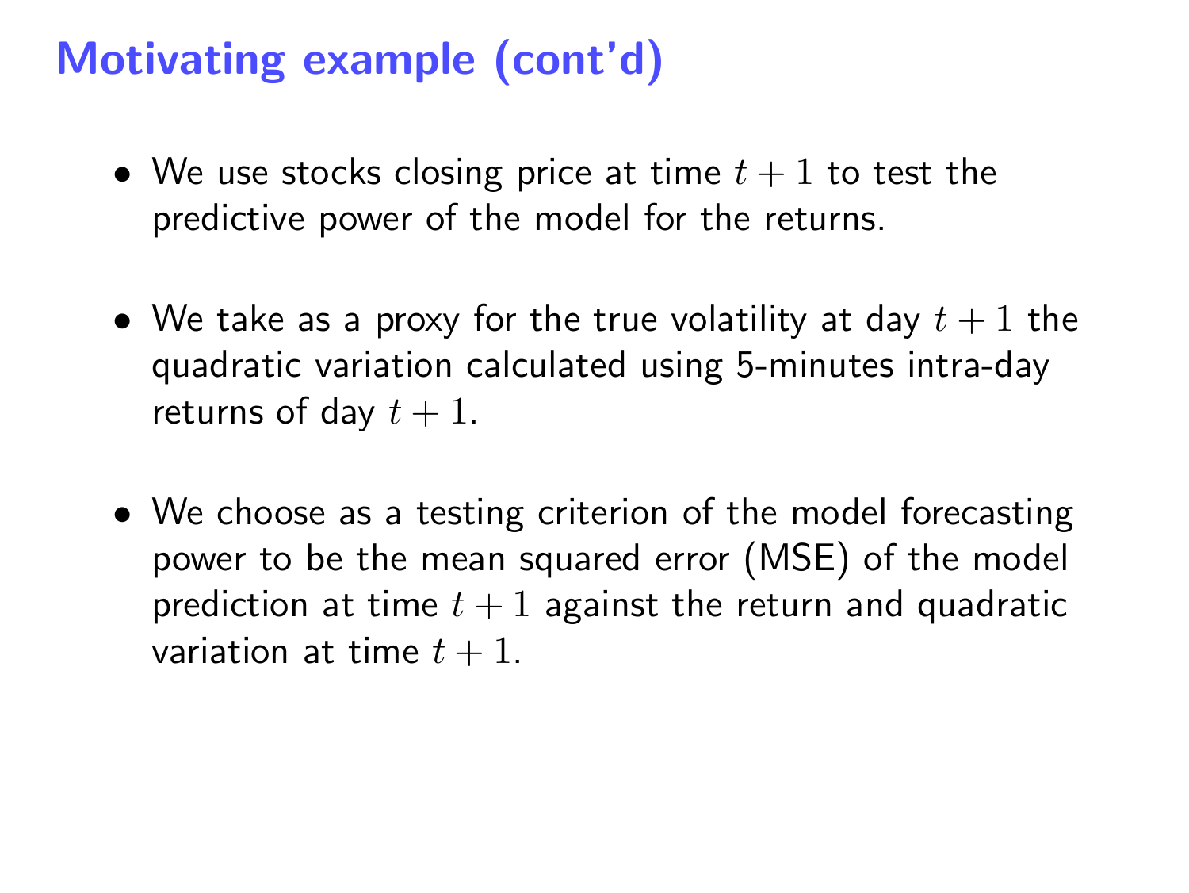# Motivating example (cont'd)

- We use stocks closing price at time $t+1$ to test the predictive power of the model for the returns.

- We take as a proxy for the true volatility at day $t+1$ the quadratic variation calculated using 5-minutes intra-day returns of day $t+1$.

- We choose as a testing criterion of the model forecasting power to be the mean squared error (MSE) of the model prediction at time $t+1$ against the return and quadratic variation at time $t+1$.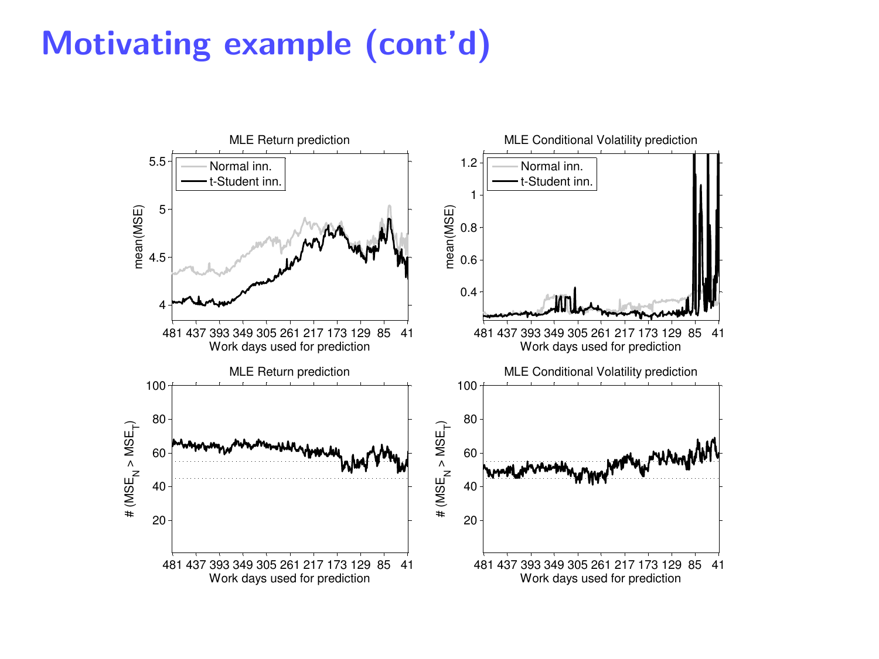# Motivating example (cont'd)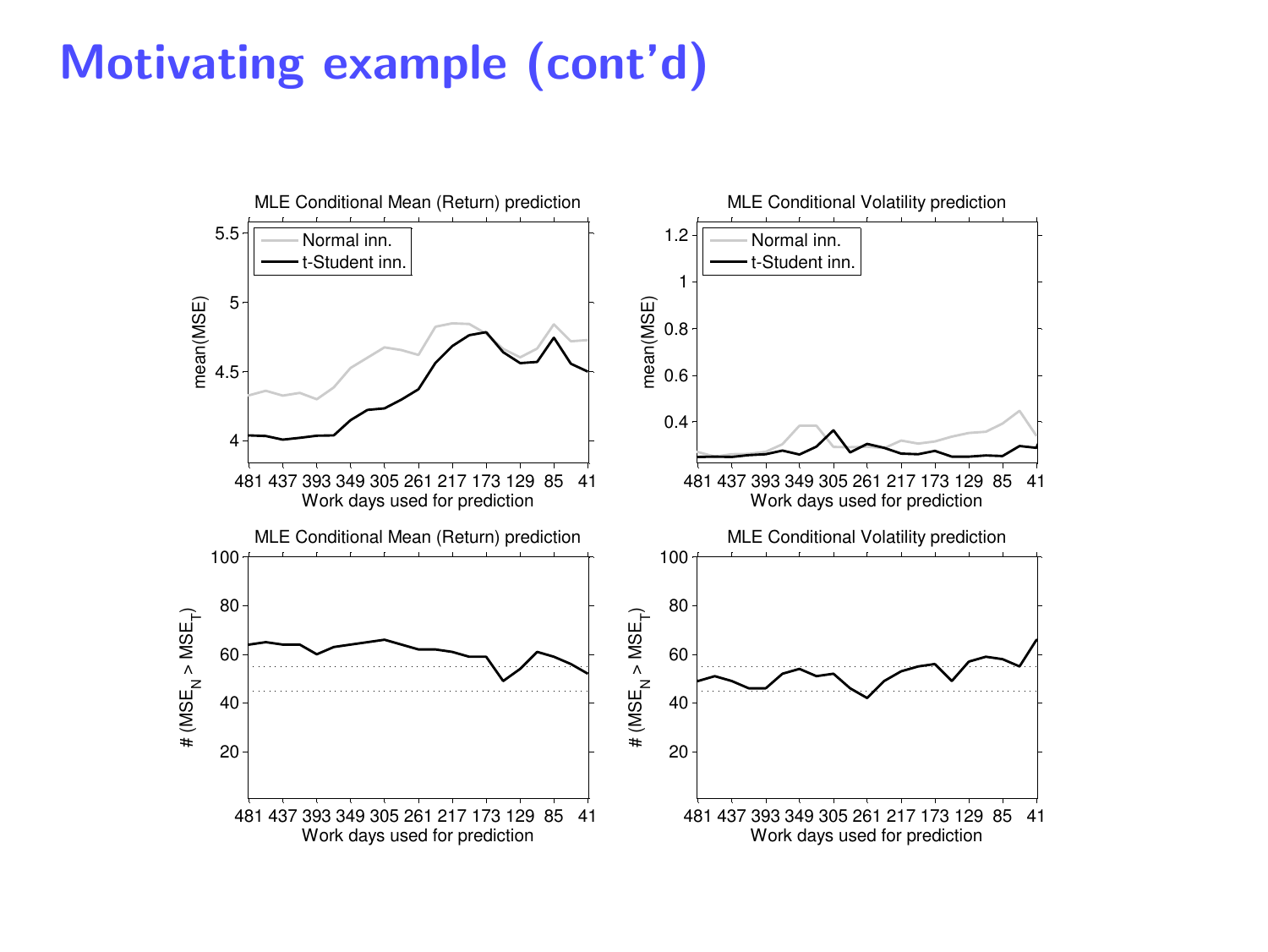# Motivating example (cont'd)

MLE Conditional Mean (Return) prediction

MLE Conditional Volatility prediction

MLE Conditional Mean (Return) prediction

MLE Conditional Volatility prediction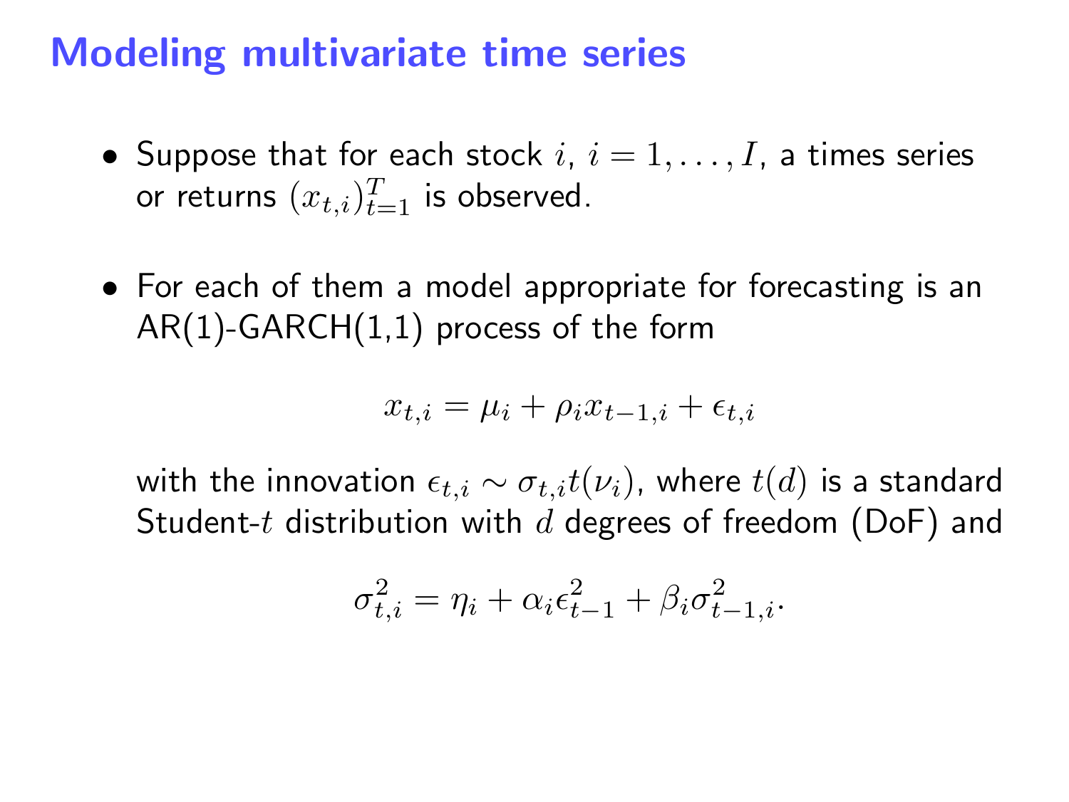# Modeling multivariate time series

- Suppose that for each stock $i$, $i = 1, \ldots, I$, a times series or returns $(x_{t,i})_{t=1}^{T}$ is observed.

- For each of them a model appropriate for forecasting is an AR(1)-GARCH(1,1) process of the form

$$x_{t,i} = \mu_i + \rho_i x_{t-1,i} + \epsilon_{t,i}$$

  with the innovation $\epsilon_{t,i} \sim \sigma_{t,i} t(\nu_i)$, where $t(d)$ is a standard Student-$t$ distribution with $d$ degrees of freedom (DoF) and

$$\sigma_{t,i}^2 = \eta_i + \alpha_i \epsilon_{t-1}^2 + \beta_i \sigma_{t-1,i}^2.$$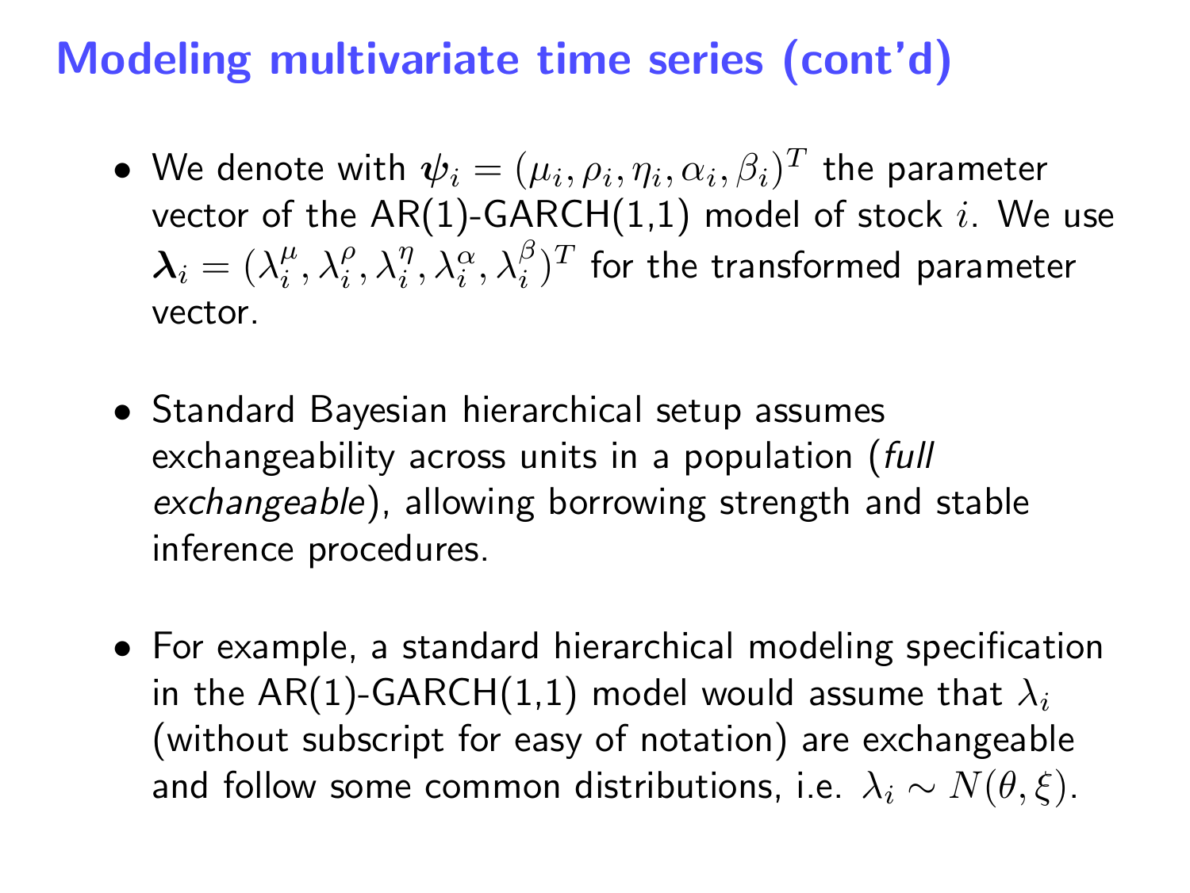# Modeling multivariate time series (cont'd)

- We denote with $\boldsymbol{\psi}_i = (\mu_i, \rho_i, \eta_i, \alpha_i, \beta_i)^T$ the parameter vector of the AR(1)-GARCH(1,1) model of stock $i$. We use $\boldsymbol{\lambda}_i = (\lambda_i^{\mu}, \lambda_i^{\rho}, \lambda_i^{\eta}, \lambda_i^{\alpha}, \lambda_i^{\beta})^T$ for the transformed parameter vector.

- Standard Bayesian hierarchical setup assumes exchangeability across units in a population (*full exchangeable*), allowing borrowing strength and stable inference procedures.

- For example, a standard hierarchical modeling specification in the AR(1)-GARCH(1,1) model would assume that $\lambda_i$ (without subscript for easy of notation) are exchangeable and follow some common distributions, i.e. $\lambda_i \sim N(\theta, \xi)$.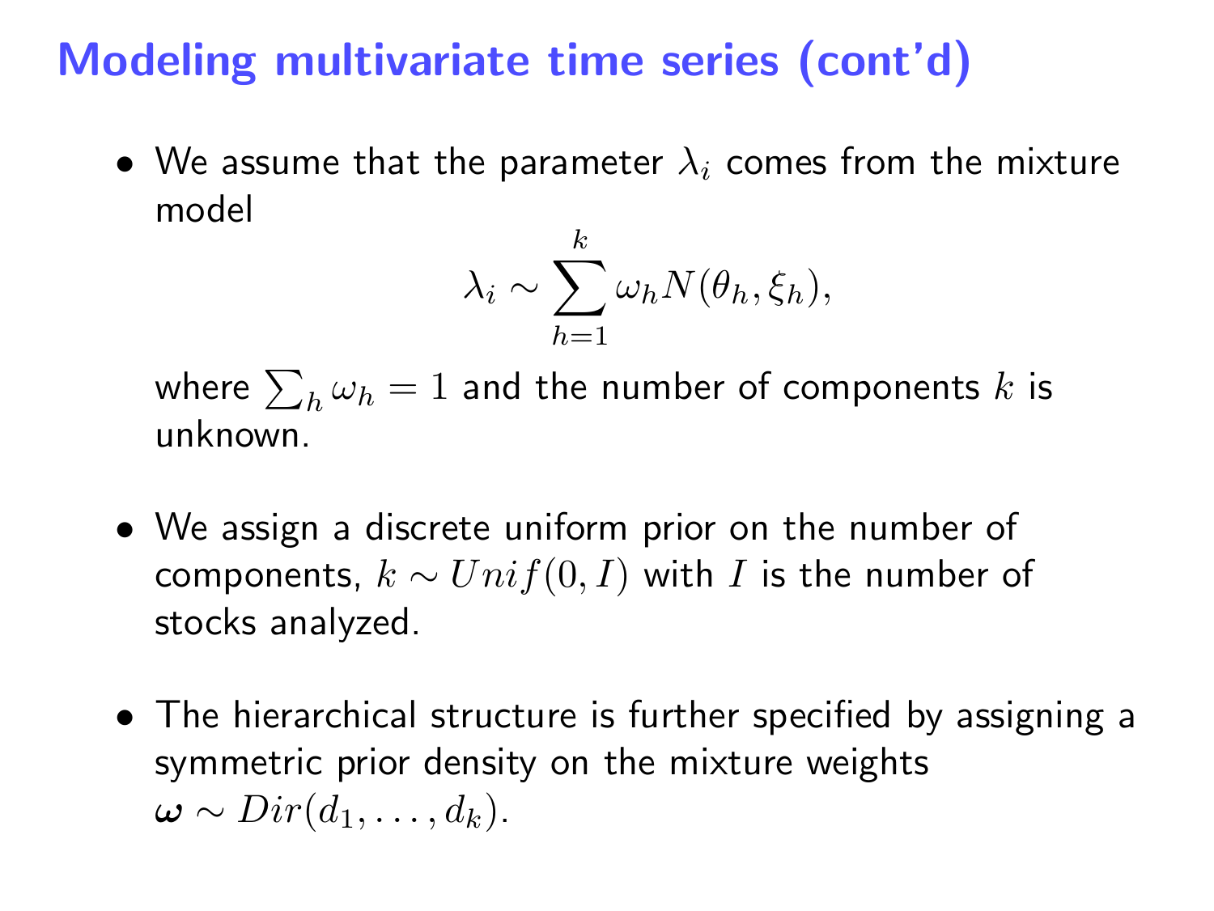# Modeling multivariate time series (cont'd)

- We assume that the parameter $\lambda_i$ comes from the mixture model

$$\lambda_i \sim \sum_{h=1}^{k} \omega_h N(\theta_h, \xi_h),$$

  where $\sum_h \omega_h = 1$ and the number of components $k$ is unknown.

- We assign a discrete uniform prior on the number of components, $k \sim Unif(0, I)$ with $I$ is the number of stocks analyzed.

- The hierarchical structure is further specified by assigning a symmetric prior density on the mixture weights $\boldsymbol{\omega} \sim Dir(d_1, \ldots, d_k)$.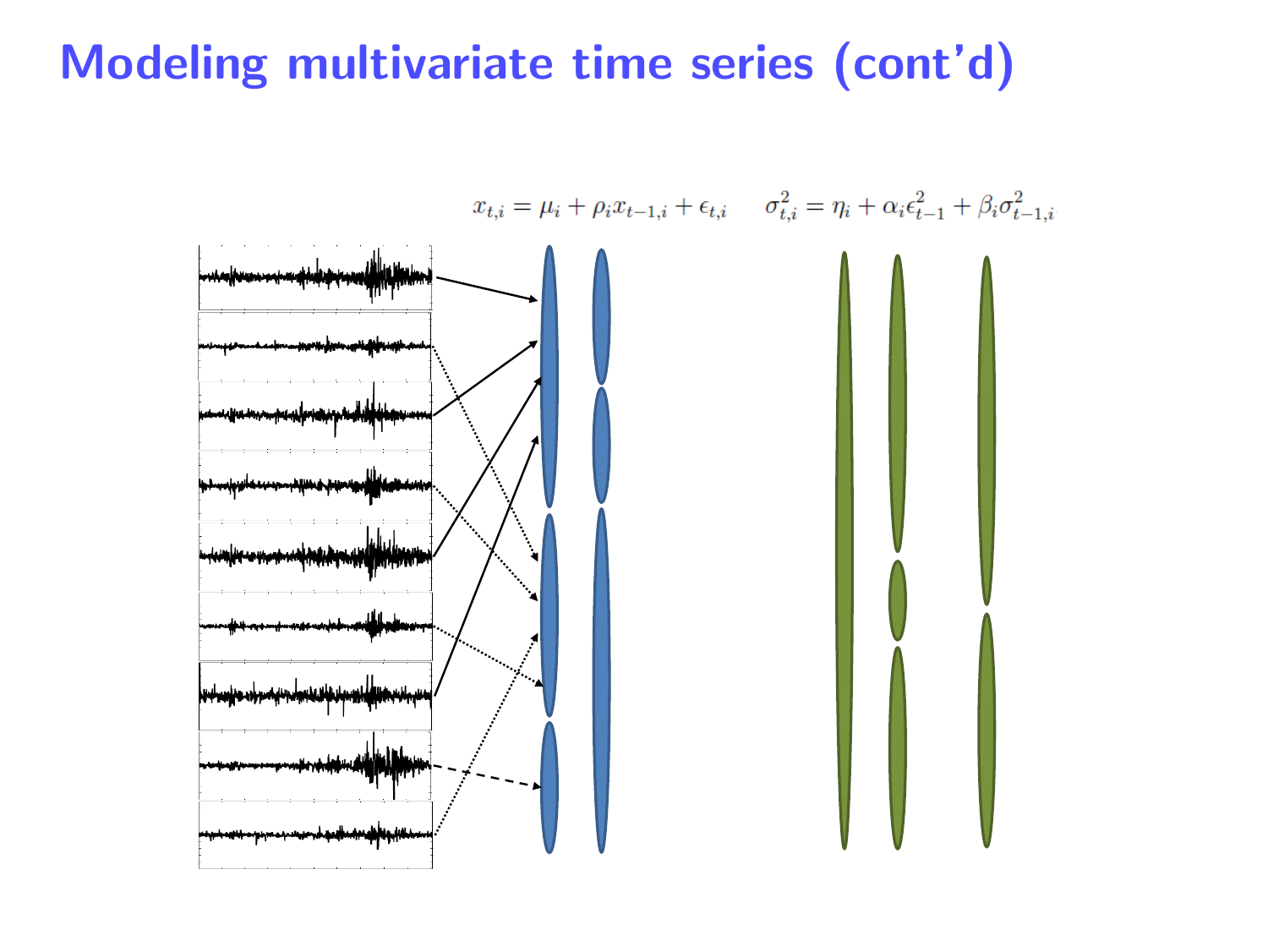# Modeling multivariate time series (cont'd)

$$x_{t,i} = \mu_i + \rho_i x_{t-1,i} + \epsilon_{t,i} \qquad \sigma^2_{t,i} = \eta_i + \alpha_i \epsilon^2_{t-1} + \beta_i \sigma^2_{t-1,i}$$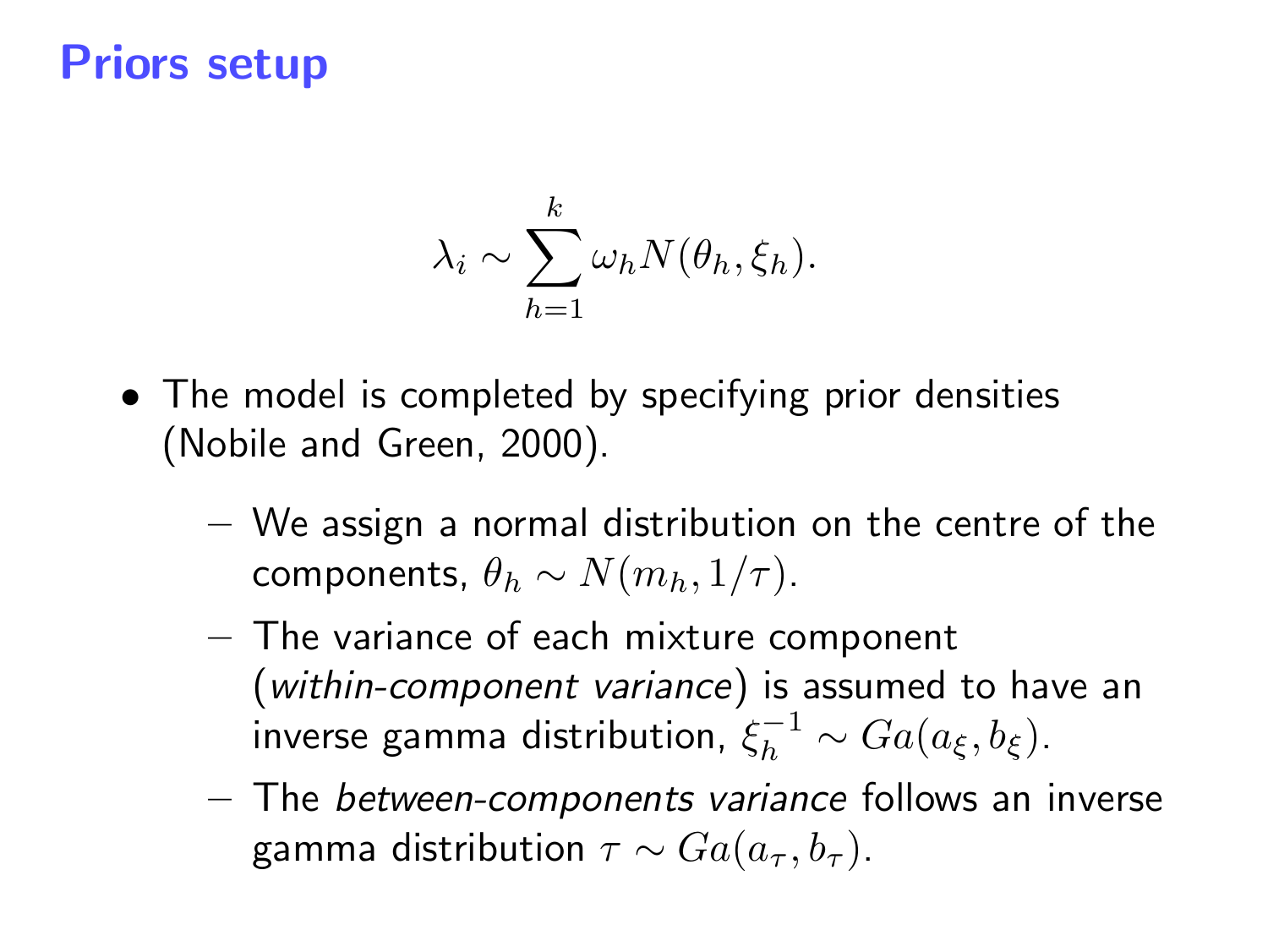# Priors setup

$$\lambda_i \sim \sum_{h=1}^{k} \omega_h N(\theta_h, \xi_h).$$

- The model is completed by specifying prior densities (Nobile and Green, 2000).
  - We assign a normal distribution on the centre of the components, $\theta_h \sim N(m_h, 1/\tau)$.
  - The variance of each mixture component (*within-component variance*) is assumed to have an inverse gamma distribution, $\xi_h^{-1} \sim Ga(a_\xi, b_\xi)$.
  - The *between-components variance* follows an inverse gamma distribution $\tau \sim Ga(a_\tau, b_\tau)$.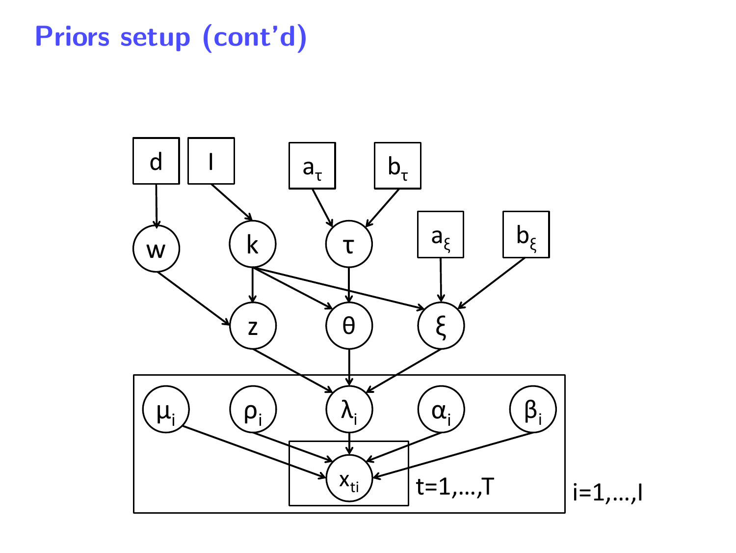# Priors setup (cont'd)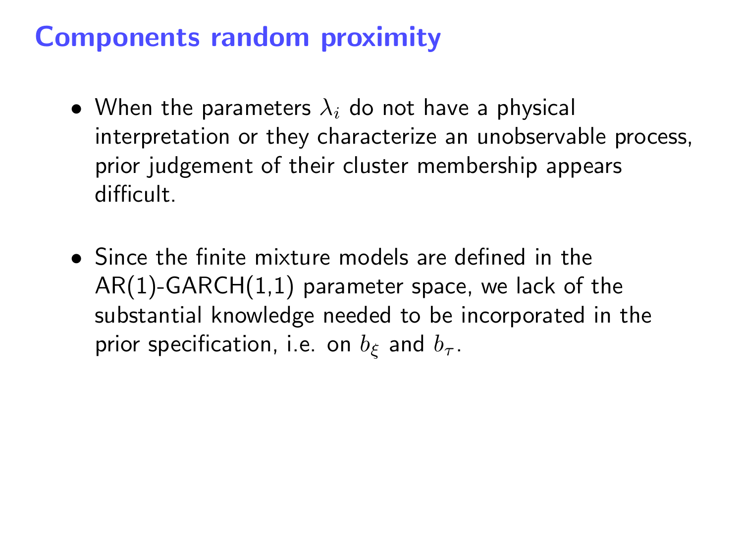# Components random proximity

- When the parameters $\lambda_i$ do not have a physical interpretation or they characterize an unobservable process, prior judgement of their cluster membership appears difficult.

- Since the finite mixture models are defined in the AR(1)-GARCH(1,1) parameter space, we lack of the substantial knowledge needed to be incorporated in the prior specification, i.e. on $b_\xi$ and $b_\tau$.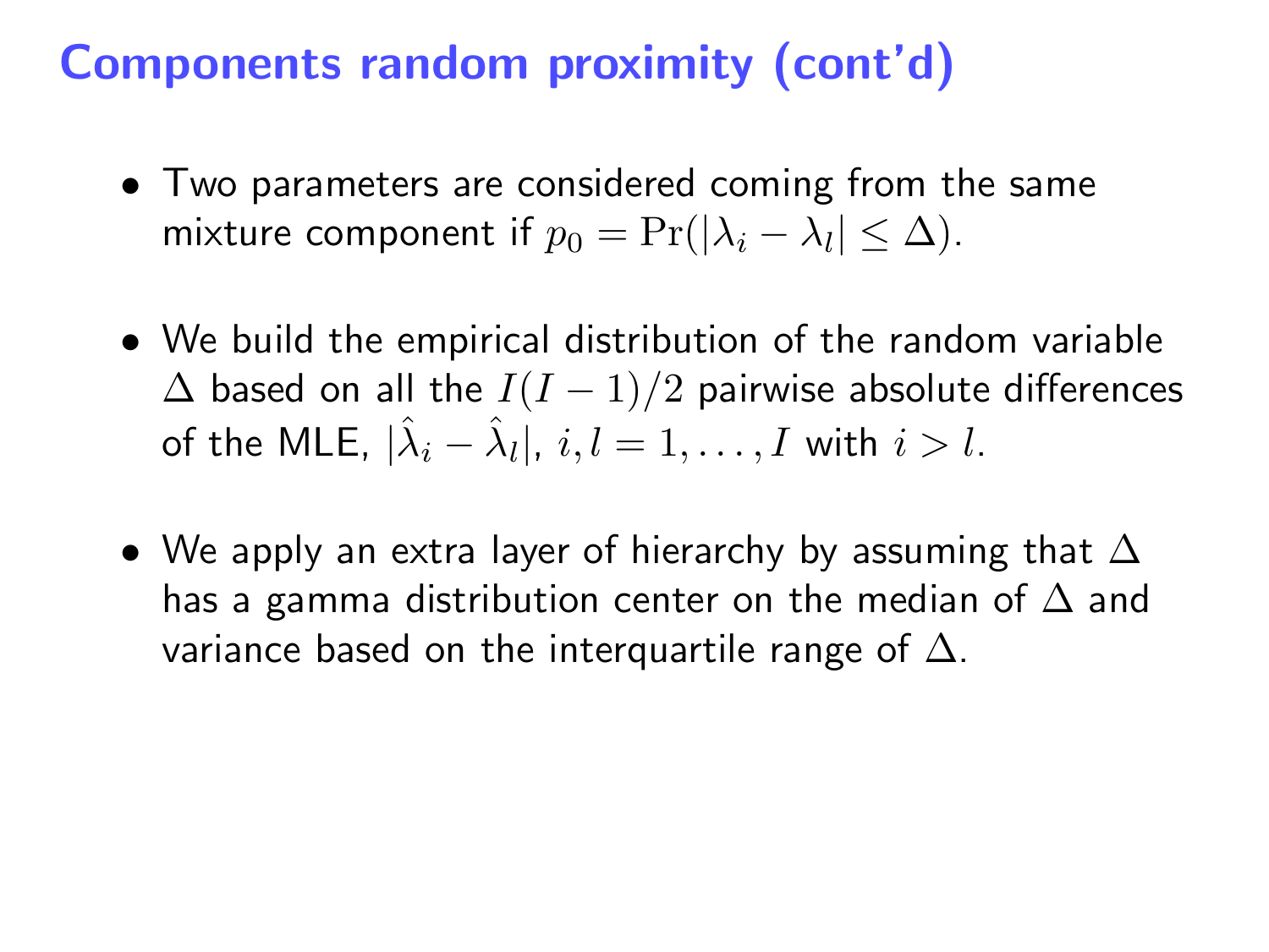# Components random proximity (cont'd)

- Two parameters are considered coming from the same mixture component if $p_0 = \Pr(|\lambda_i - \lambda_l| \leq \Delta)$.

- We build the empirical distribution of the random variable $\Delta$ based on all the $I(I-1)/2$ pairwise absolute differences of the MLE, $|\hat{\lambda}_i - \hat{\lambda}_l|$, $i, l = 1, \ldots, I$ with $i > l$.

- We apply an extra layer of hierarchy by assuming that $\Delta$ has a gamma distribution center on the median of $\Delta$ and variance based on the interquartile range of $\Delta$.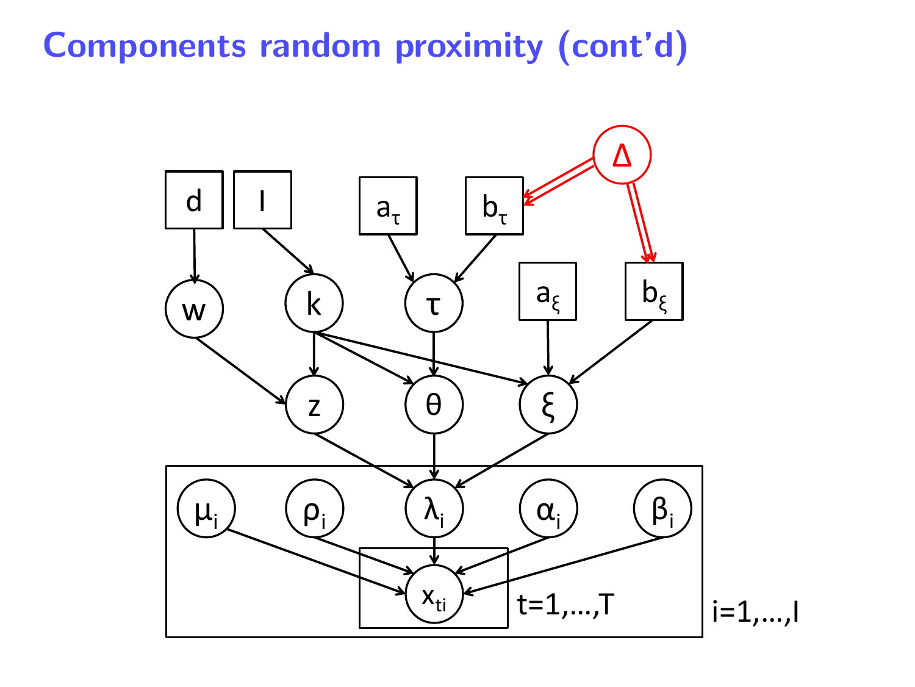# Components random proximity (cont'd)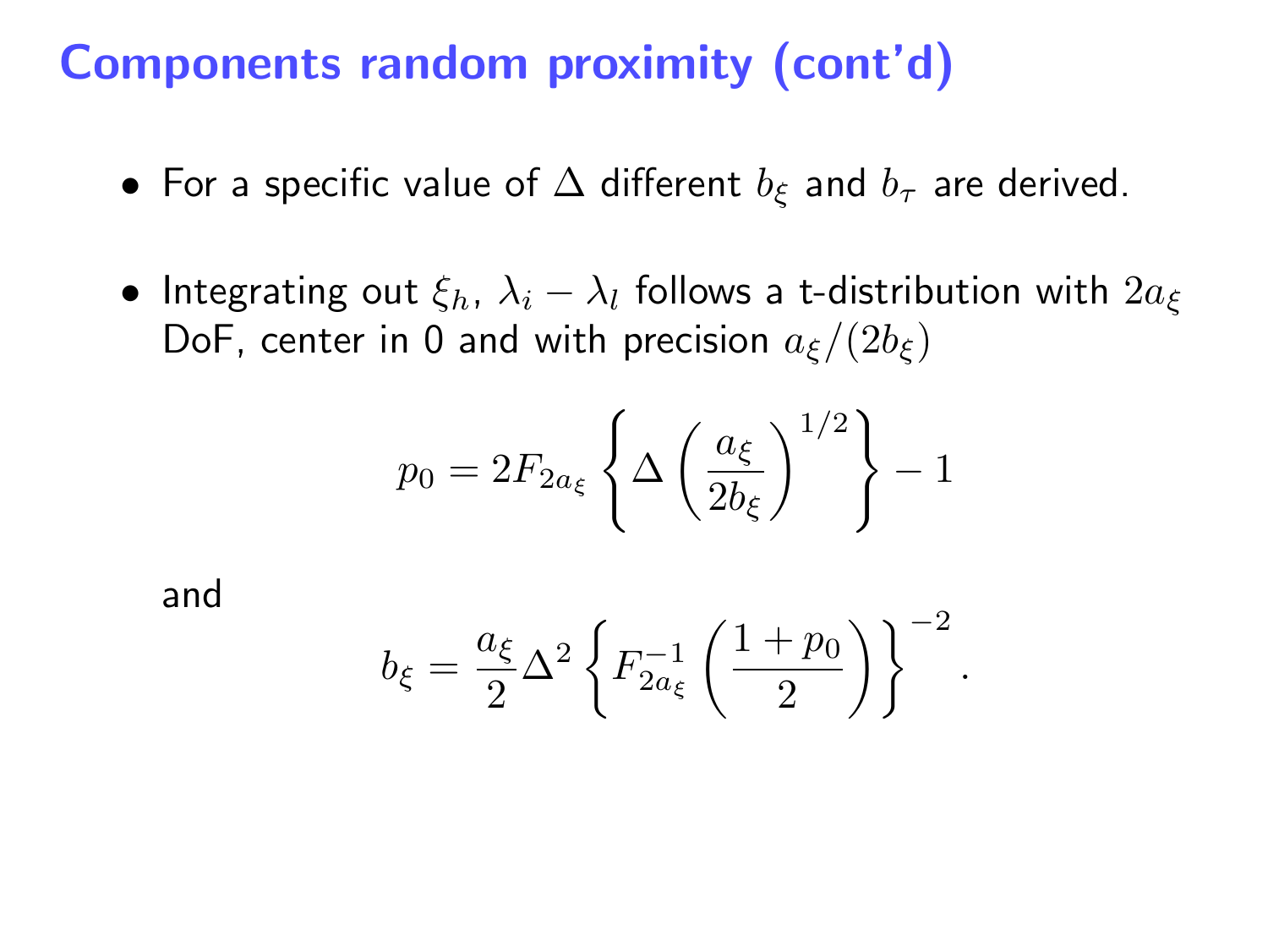# Components random proximity (cont'd)

- For a specific value of $\Delta$ different $b_\xi$ and $b_\tau$ are derived.

- Integrating out $\xi_h$, $\lambda_i - \lambda_l$ follows a t-distribution with $2a_\xi$ DoF, center in 0 and with precision $a_\xi/(2b_\xi)$

$$p_0 = 2F_{2a_\xi}\left\{\Delta\left(\frac{a_\xi}{2b_\xi}\right)^{1/2}\right\} - 1$$

and

$$b_\xi = \frac{a_\xi}{2}\Delta^2\left\{F_{2a_\xi}^{-1}\left(\frac{1+p_0}{2}\right)\right\}^{-2}.$$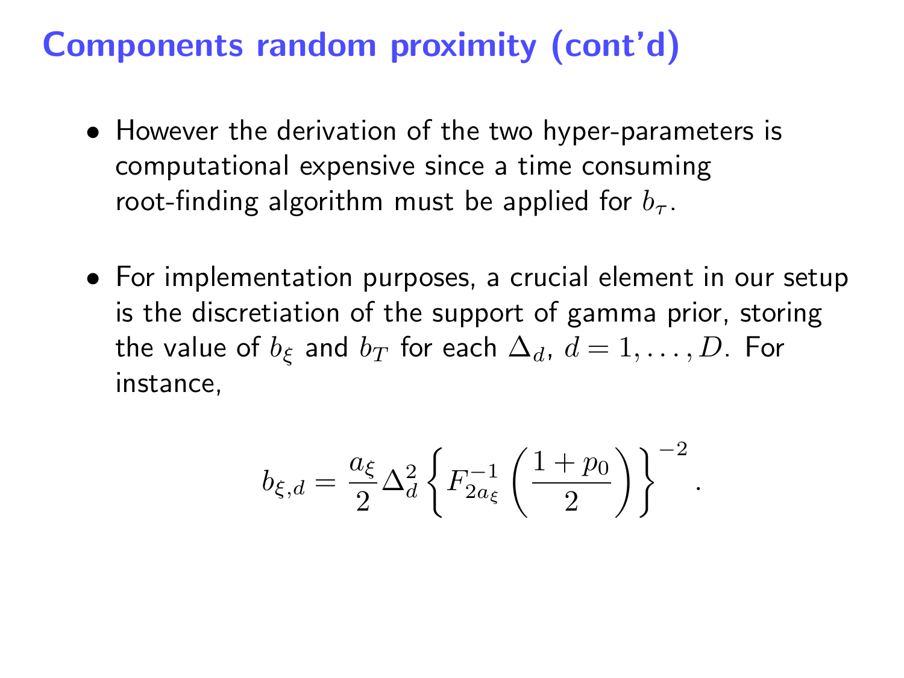# Components random proximity (cont'd)

- However the derivation of the two hyper-parameters is computational expensive since a time consuming root-finding algorithm must be applied for $b_\tau$.

- For implementation purposes, a crucial element in our setup is the discretiation of the support of gamma prior, storing the value of $b_\xi$ and $b_T$ for each $\Delta_d$, $d = 1, \ldots, D$. For instance,

$$b_{\xi,d} = \frac{a_\xi}{2} \Delta_d^2 \left\{ F_{2a_\xi}^{-1} \left( \frac{1 + p_0}{2} \right) \right\}^{-2} .$$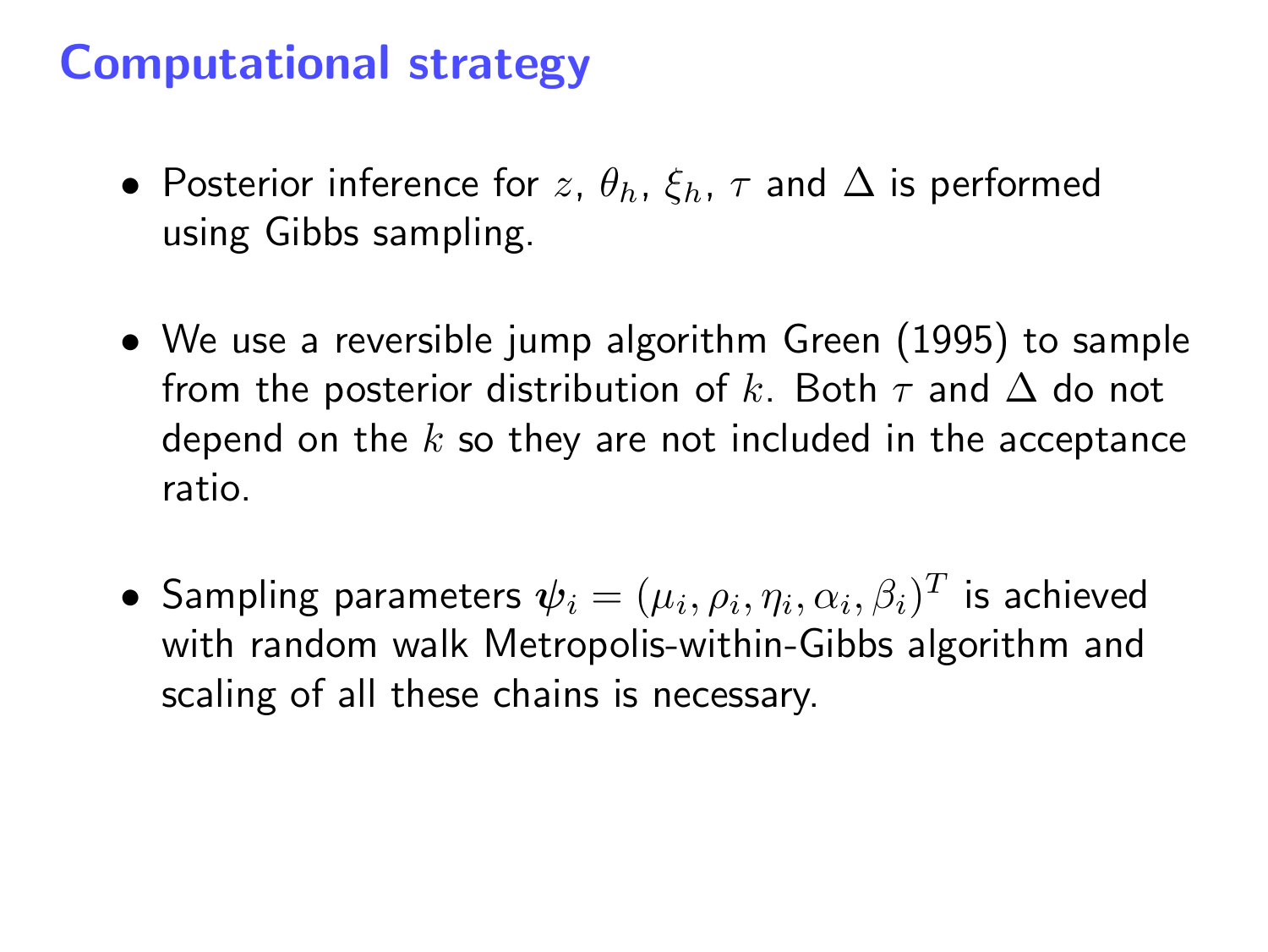# Computational strategy

- Posterior inference for $z$, $\theta_h$, $\xi_h$, $\tau$ and $\Delta$ is performed using Gibbs sampling.

- We use a reversible jump algorithm Green (1995) to sample from the posterior distribution of $k$. Both $\tau$ and $\Delta$ do not depend on the $k$ so they are not included in the acceptance ratio.

- Sampling parameters $\boldsymbol{\psi}_i = (\mu_i, \rho_i, \eta_i, \alpha_i, \beta_i)^T$ is achieved with random walk Metropolis-within-Gibbs algorithm and scaling of all these chains is necessary.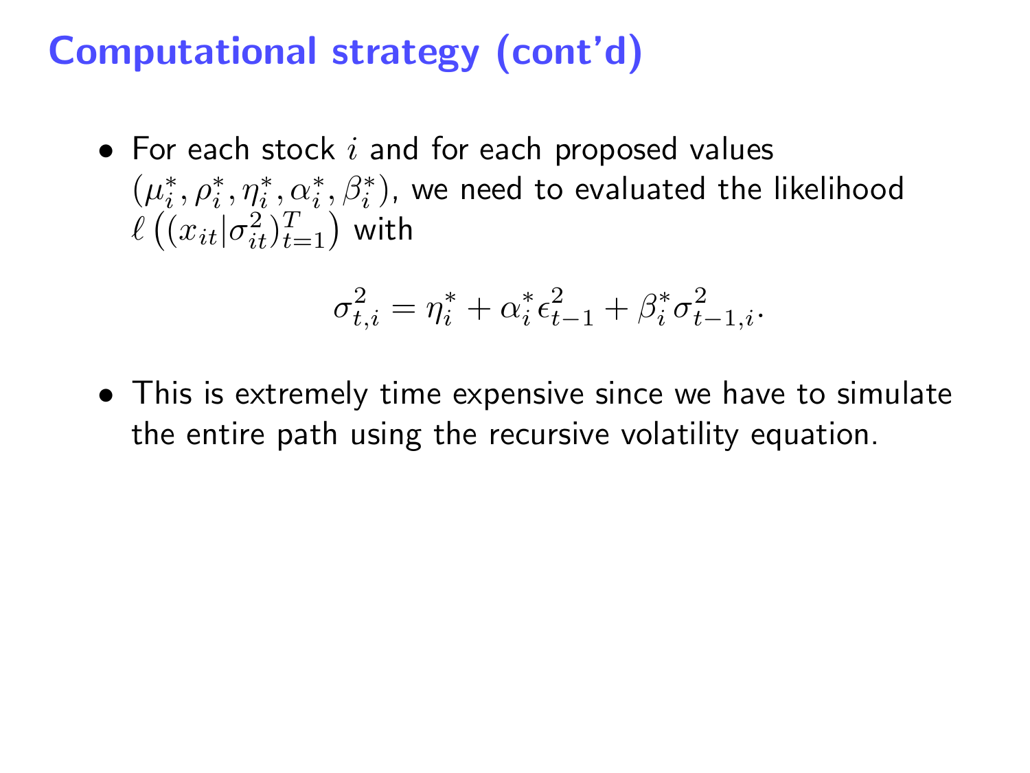# Computational strategy (cont'd)

- For each stock $i$ and for each proposed values $(\mu_i^*, \rho_i^*, \eta_i^*, \alpha_i^*, \beta_i^*)$, we need to evaluated the likelihood $\ell\left((x_{it}|\sigma_{it}^2)_{t=1}^T\right)$ with

$$\sigma_{t,i}^2 = \eta_i^* + \alpha_i^* \epsilon_{t-1}^2 + \beta_i^* \sigma_{t-1,i}^2.$$

- This is extremely time expensive since we have to simulate the entire path using the recursive volatility equation.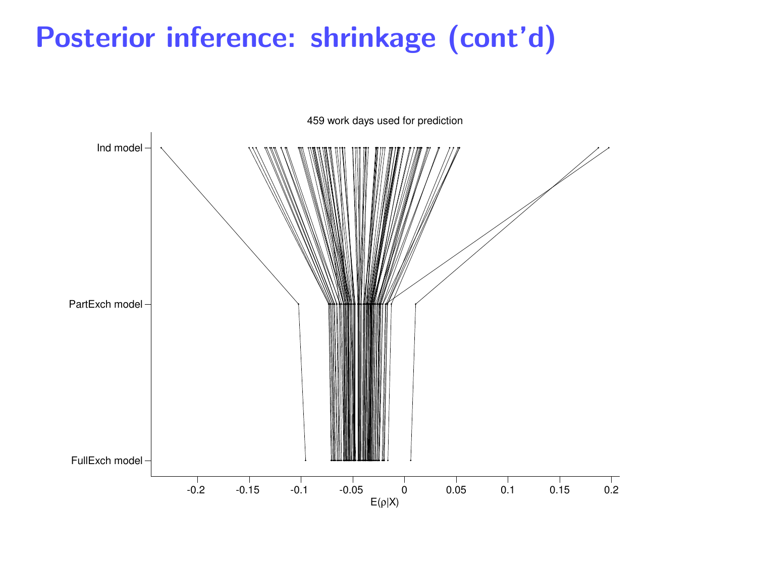# Posterior inference: shrinkage (cont'd)

459 work days used for prediction

Ind model

PartExch model

FullExch model

-0.2 -0.15 -0.1 -0.05 0 0.05 0.1 0.15 0.2

$E(\rho|X)$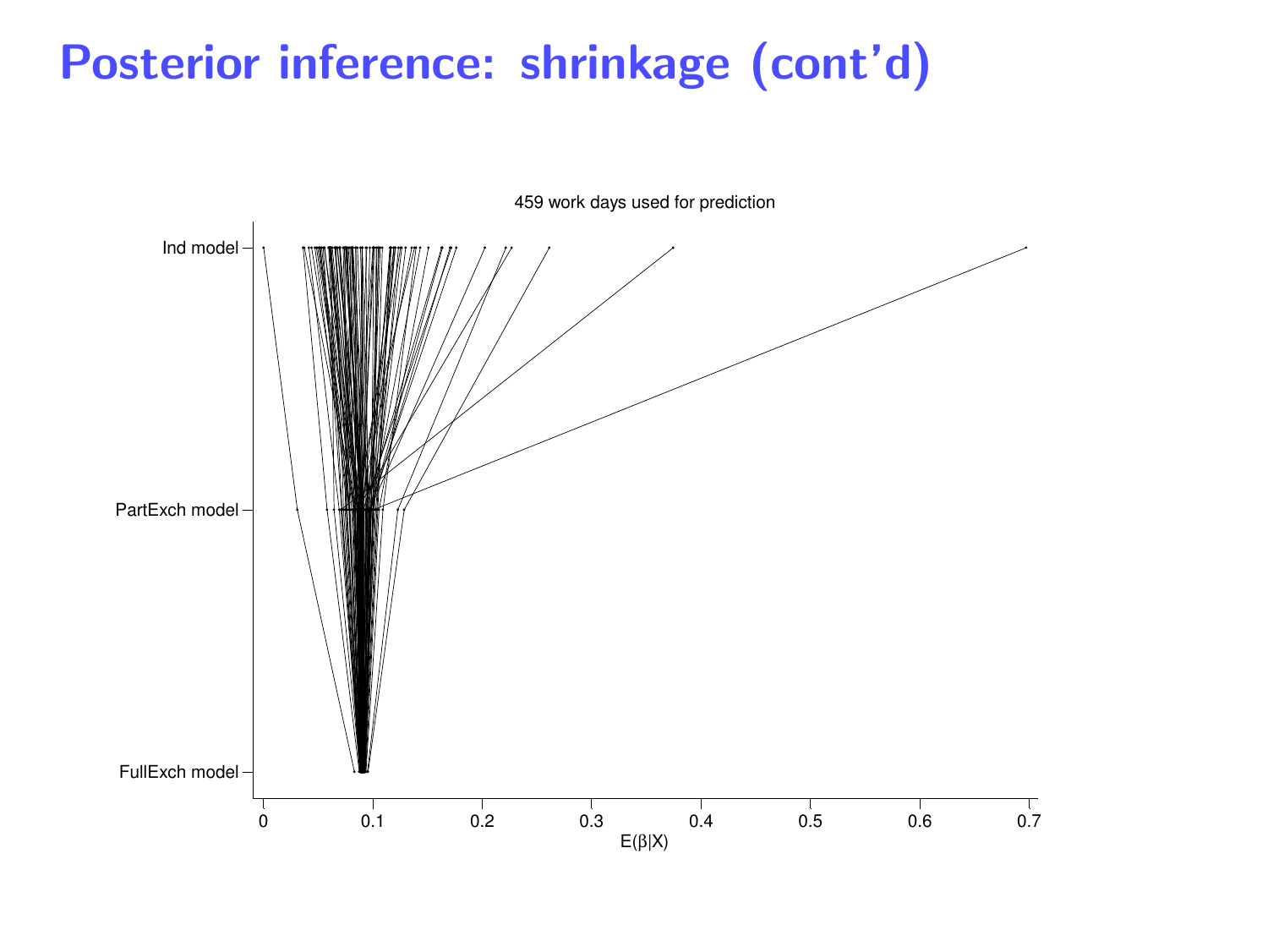# Posterior inference: shrinkage (cont'd)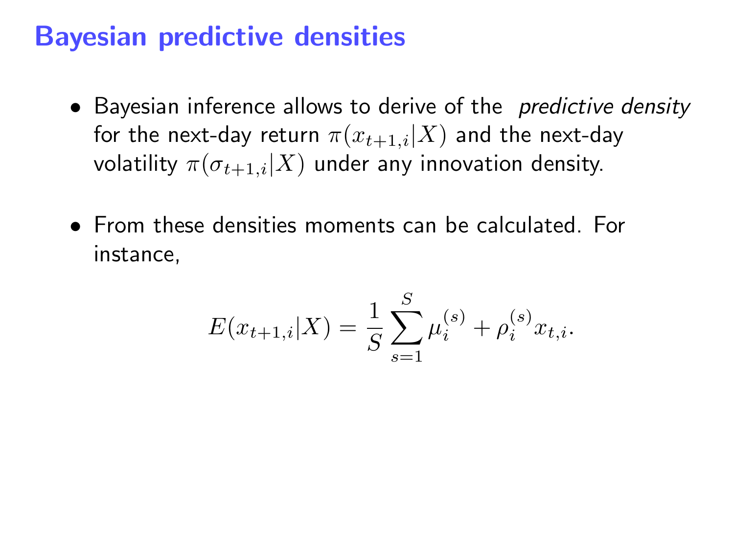# Bayesian predictive densities

- Bayesian inference allows to derive of the *predictive density* for the next-day return $\pi(x_{t+1,i}|X)$ and the next-day volatility $\pi(\sigma_{t+1,i}|X)$ under any innovation density.

- From these densities moments can be calculated. For instance,

$$E(x_{t+1,i}|X) = \frac{1}{S}\sum_{s=1}^{S} \mu_i^{(s)} + \rho_i^{(s)} x_{t,i}.$$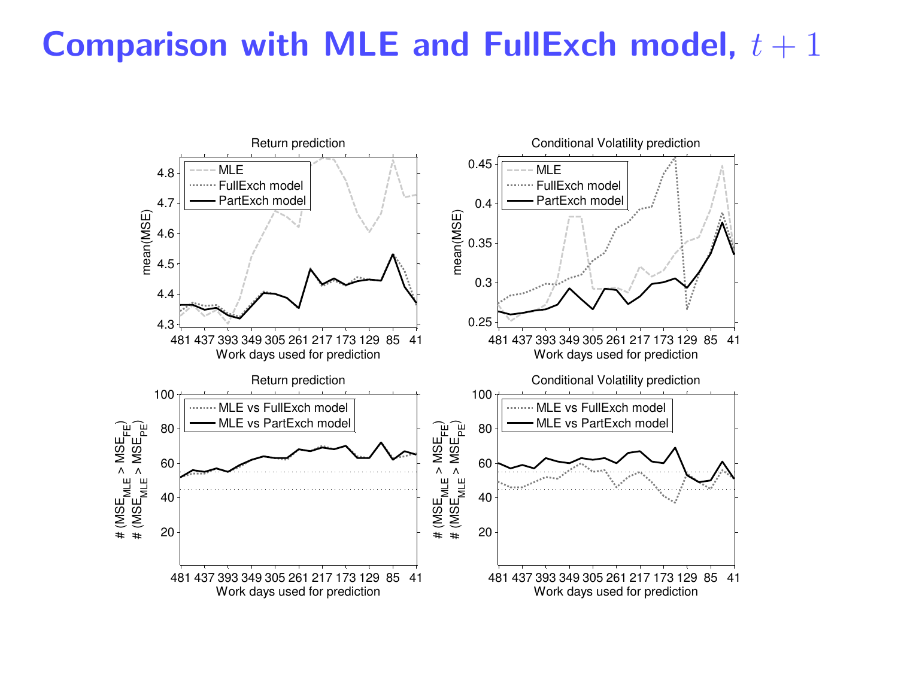# Comparison with MLE and FullExch model, $t+1$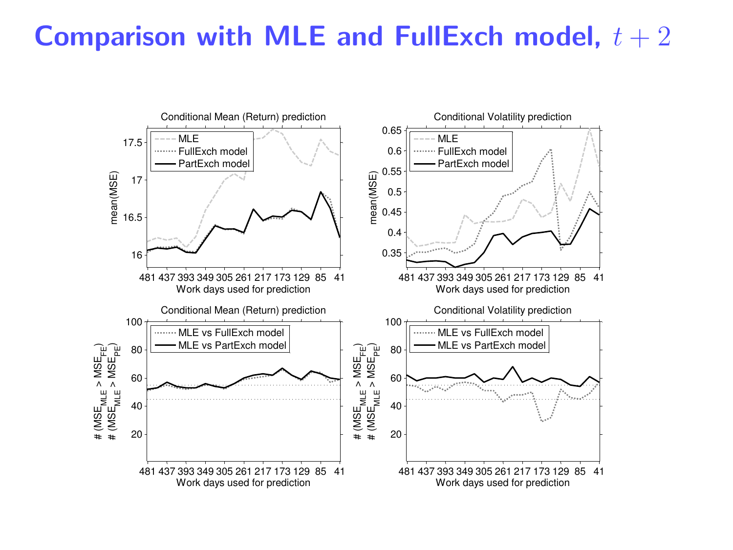# Comparison with MLE and FullExch model, $t + 2$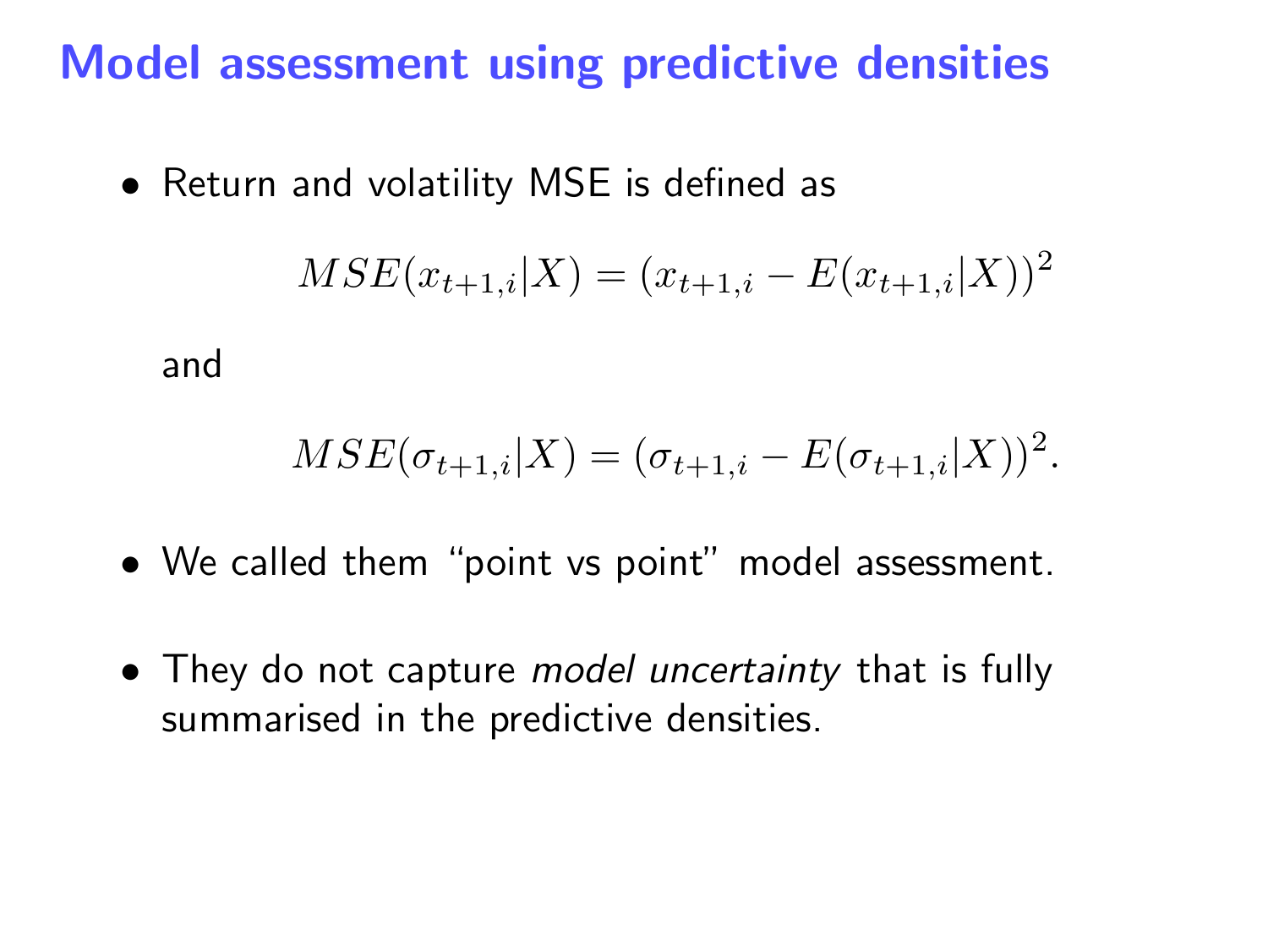# Model assessment using predictive densities

- Return and volatility MSE is defined as

$$MSE(x_{t+1,i}|X) = (x_{t+1,i} - E(x_{t+1,i}|X))^2$$

  and

$$MSE(\sigma_{t+1,i}|X) = (\sigma_{t+1,i} - E(\sigma_{t+1,i}|X))^2.$$

- We called them "point vs point" model assessment.

- They do not capture *model uncertainty* that is fully summarised in the predictive densities.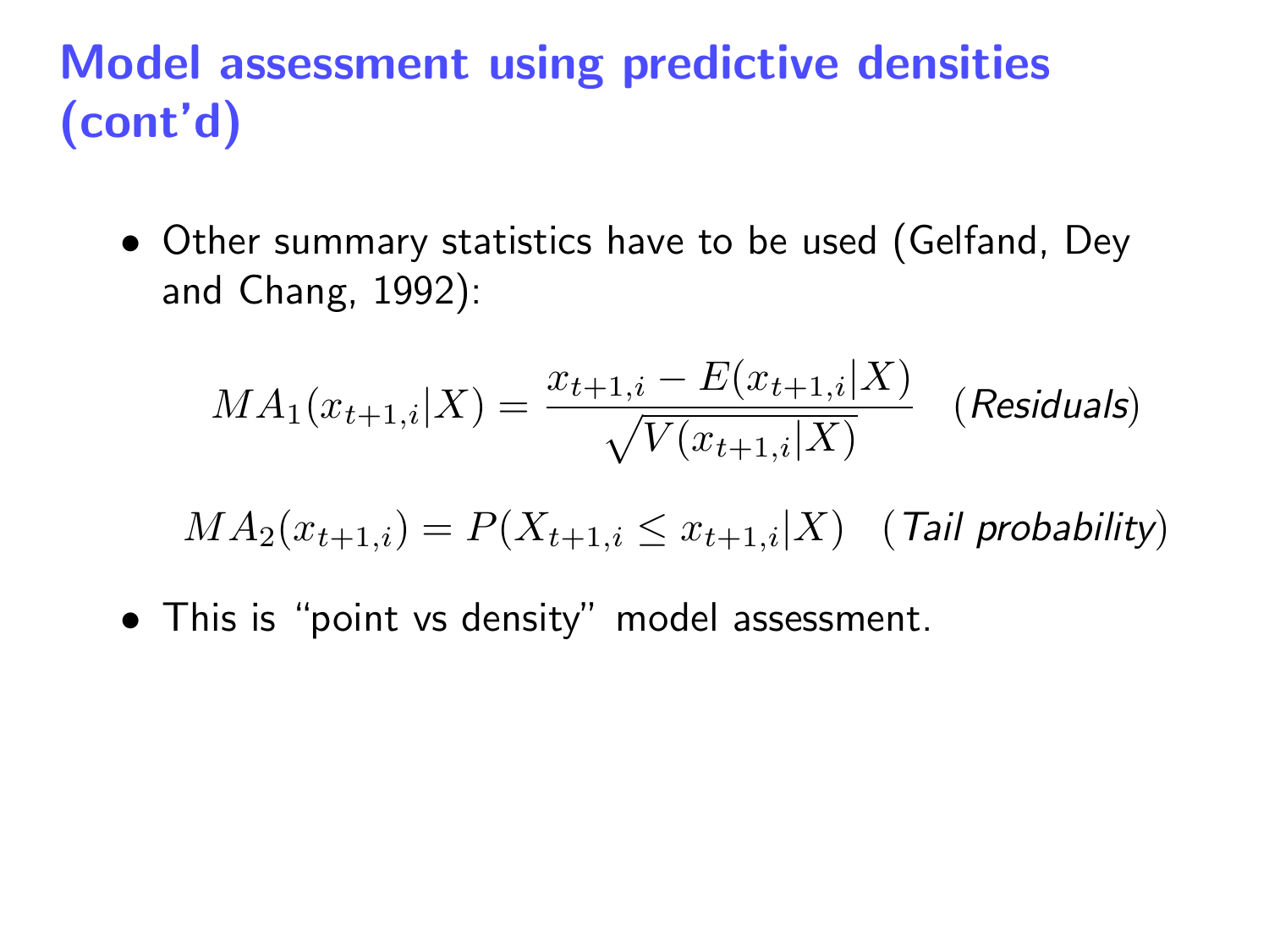# Model assessment using predictive densities (cont'd)

- Other summary statistics have to be used (Gelfand, Dey and Chang, 1992):

$$MA_1(x_{t+1,i}|X) = \frac{x_{t+1,i} - E(x_{t+1,i}|X)}{\sqrt{V(x_{t+1,i}|X)}} \quad (\textit{Residuals})$$

$$MA_2(x_{t+1,i}) = P(X_{t+1,i} \leq x_{t+1,i}|X) \quad (\textit{Tail probability})$$

- This is "point vs density" model assessment.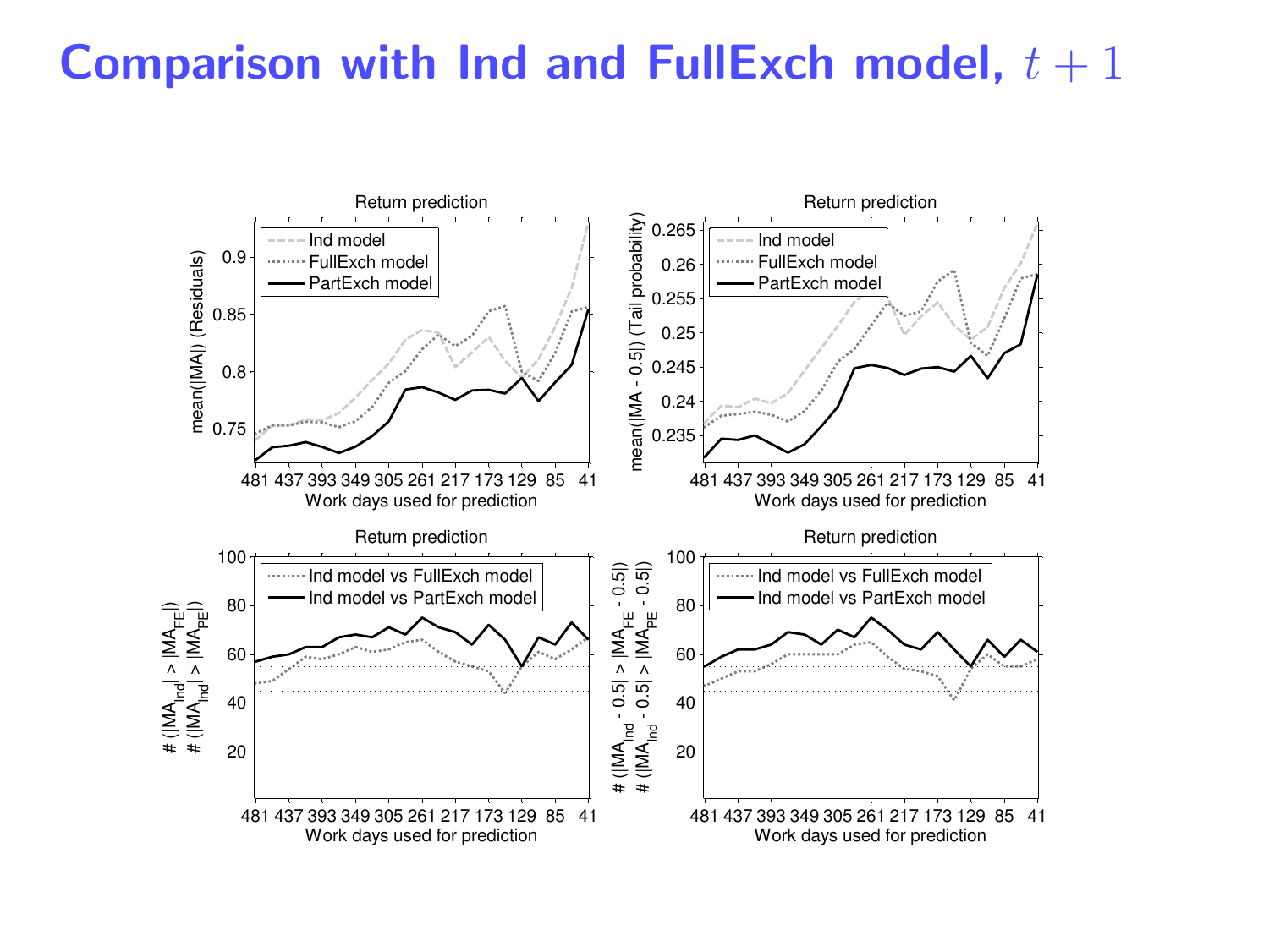# Comparison with Ind and FullExch model, $t+1$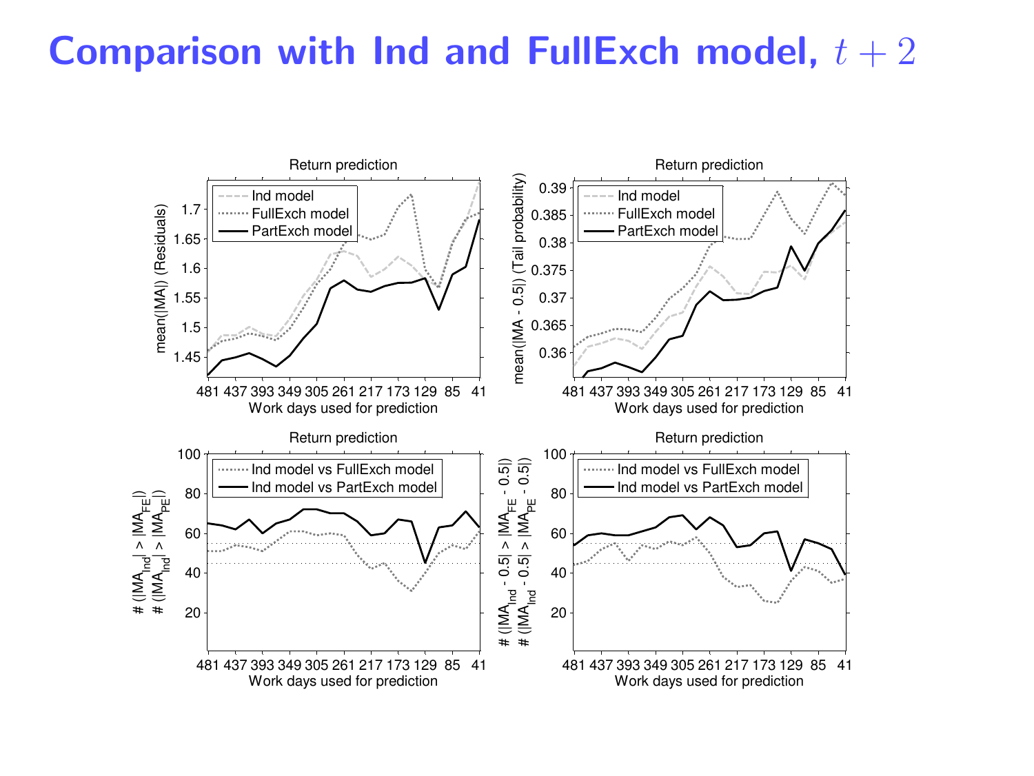# Comparison with Ind and FullExch model, $t + 2$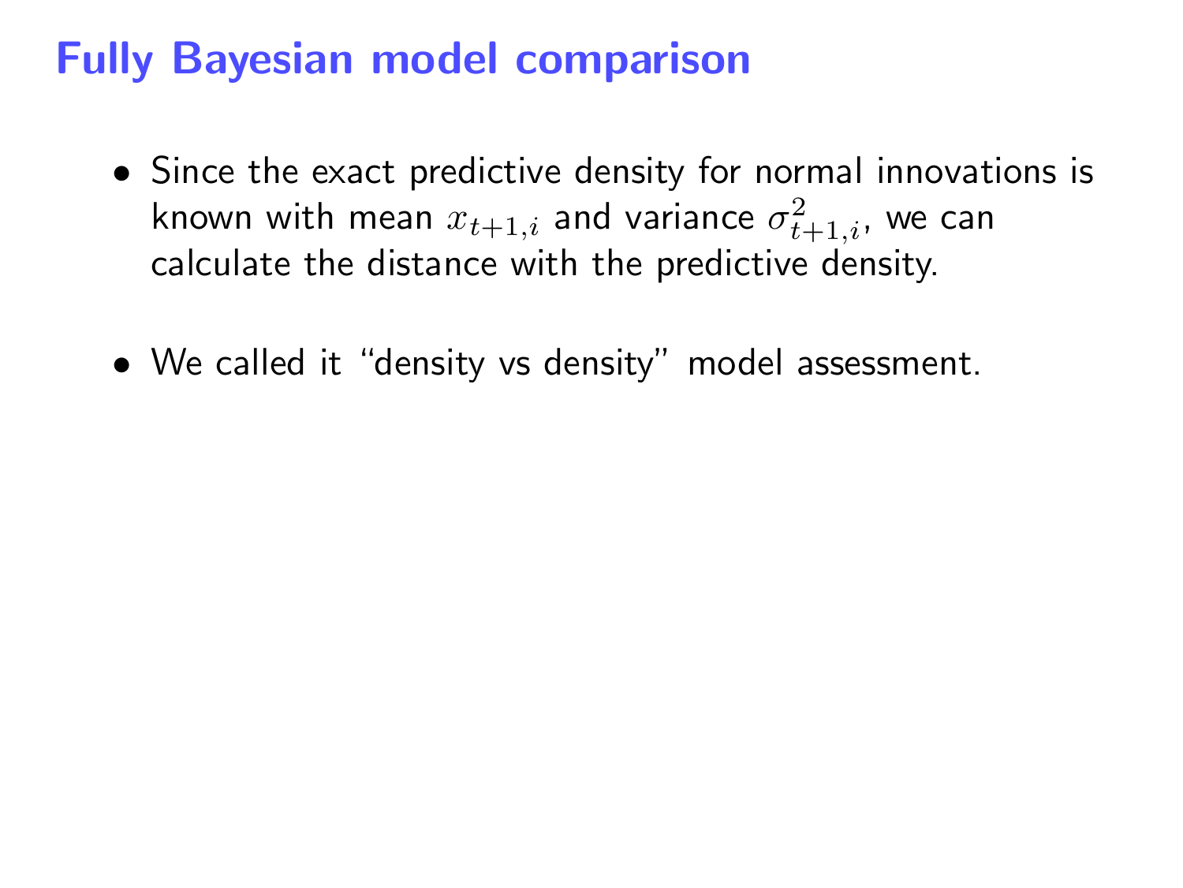# Fully Bayesian model comparison

- Since the exact predictive density for normal innovations is known with mean $x_{t+1,i}$ and variance $\sigma^2_{t+1,i}$, we can calculate the distance with the predictive density.

- We called it “density vs density” model assessment.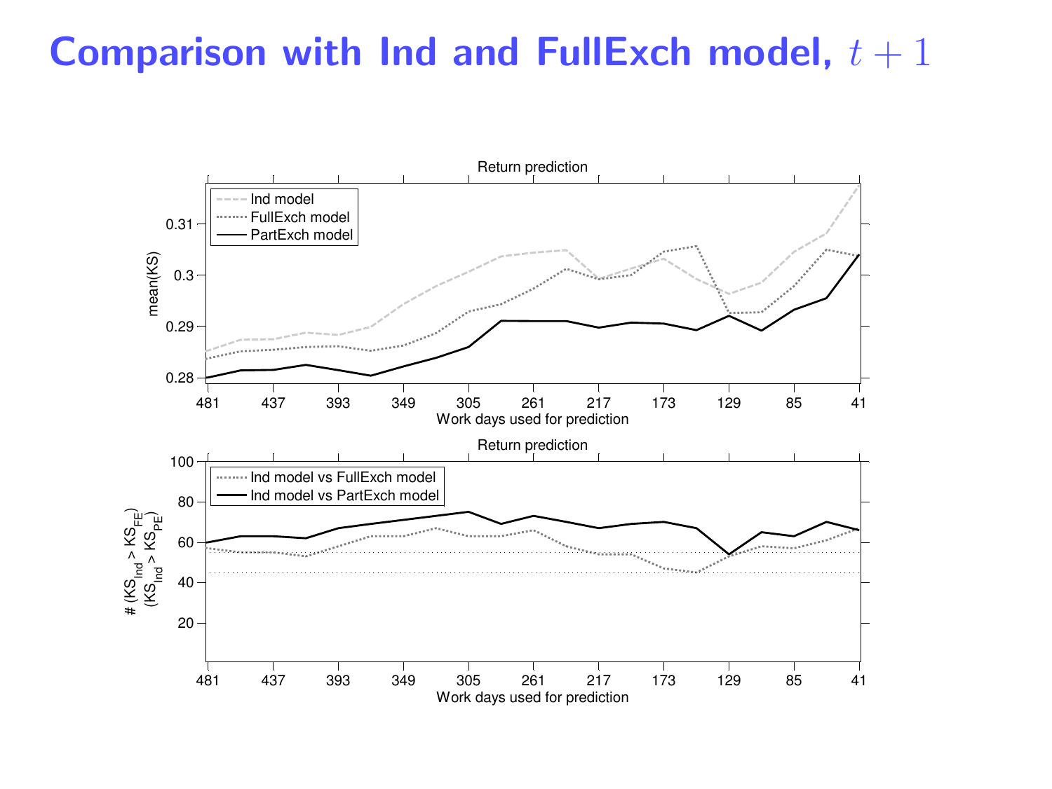# Comparison with Ind and FullExch model, $t+1$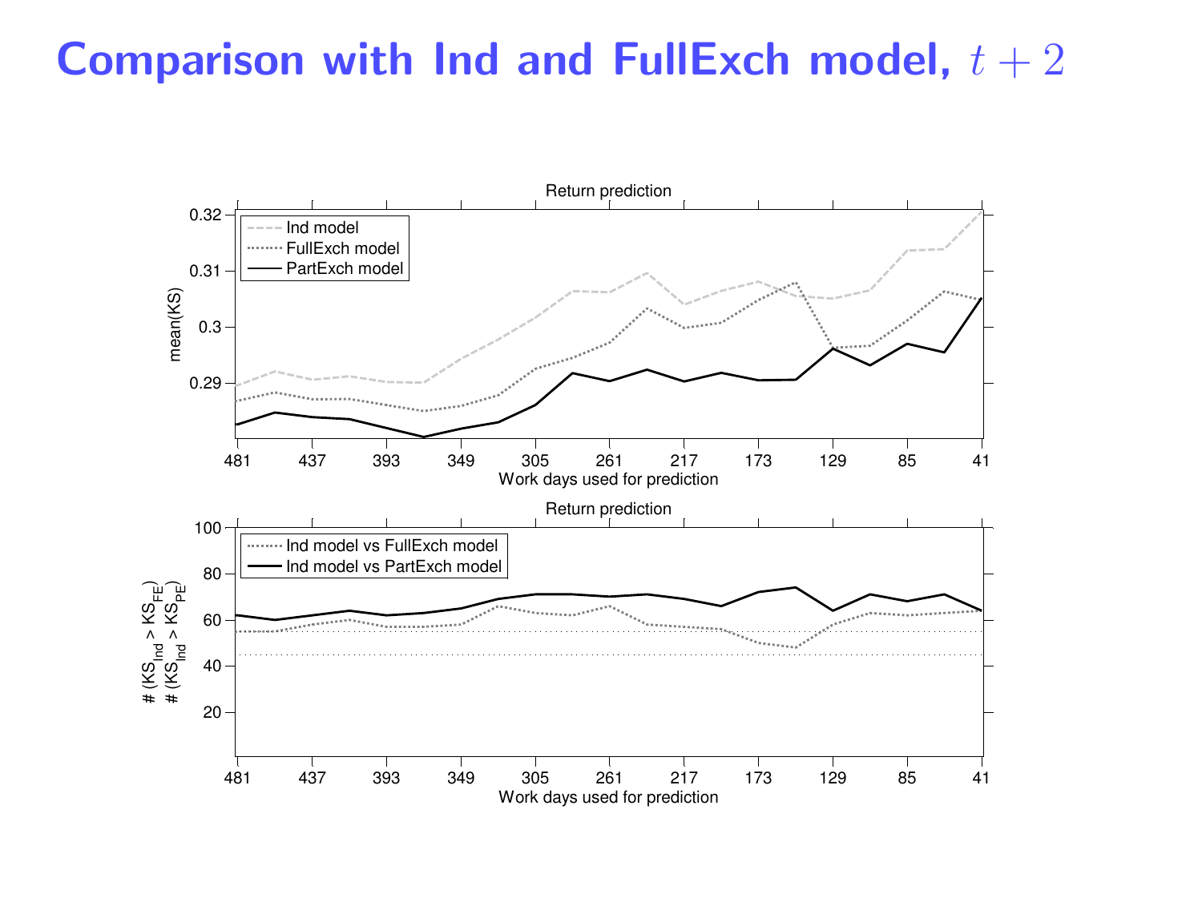# Comparison with Ind and FullExch model, $t + 2$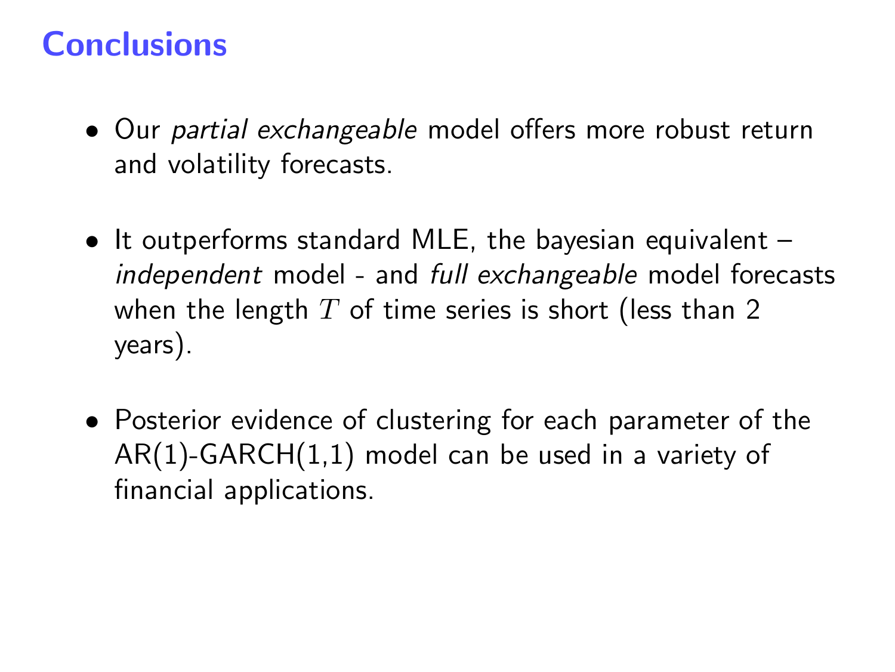# Conclusions

- Our *partial exchangeable* model offers more robust return and volatility forecasts.

- It outperforms standard MLE, the bayesian equivalent – *independent* model - and *full exchangeable* model forecasts when the length $T$ of time series is short (less than 2 years).

- Posterior evidence of clustering for each parameter of the AR(1)-GARCH(1,1) model can be used in a variety of financial applications.